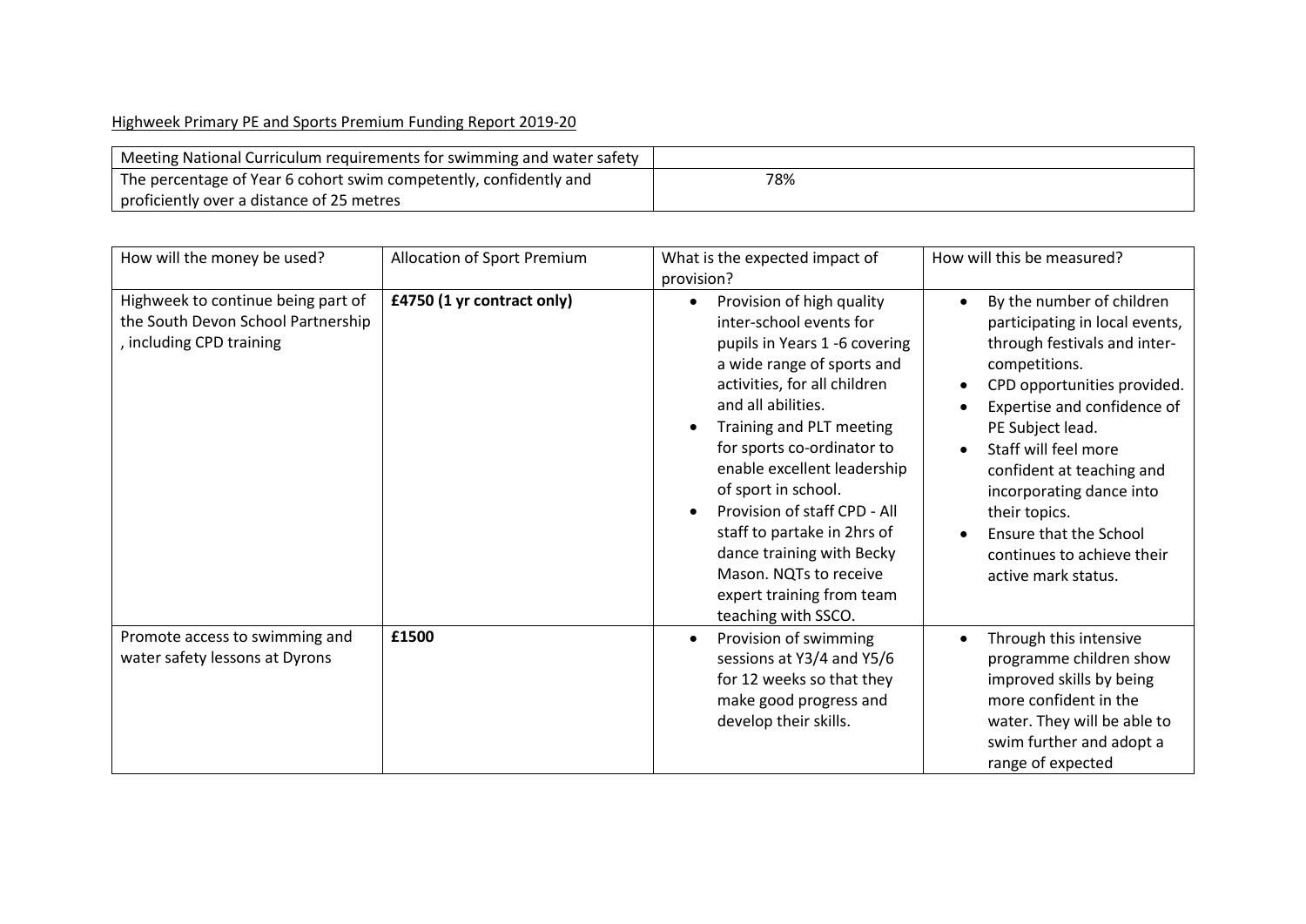Highweek Primary PE and Sports Premium Funding Report 2019-20

| Meeting National Curriculum requirements for swimming and water safety | |
|---|---|
| The percentage of Year 6 cohort swim competently, confidently and proficiently over a distance of 25 metres | 78% |

| How will the money be used? | Allocation of Sport Premium | What is the expected impact of provision? | How will this be measured? |
|---|---|---|---|
| Highweek to continue being part of the South Devon School Partnership , including CPD training | **£4750 (1 yr contract only)** | • Provision of high quality inter-school events for pupils in Years 1 -6 covering a wide range of sports and activities, for all children and all abilities.<br>• Training and PLT meeting for sports co-ordinator to enable excellent leadership of sport in school.<br>• Provision of staff CPD - All staff to partake in 2hrs of dance training with Becky Mason. NQTs to receive expert training from team teaching with SSCO. | • By the number of children participating in local events, through festivals and inter-competitions.<br>• CPD opportunities provided.<br>• Expertise and confidence of PE Subject lead.<br>• Staff will feel more confident at teaching and incorporating dance into their topics.<br>• Ensure that the School continues to achieve their active mark status. |
| Promote access to swimming and water safety lessons at Dyrons | **£1500** | • Provision of swimming sessions at Y3/4 and Y5/6 for 12 weeks so that they make good progress and develop their skills. | • Through this intensive programme children show improved skills by being more confident in the water. They will be able to swim further and adopt a range of expected |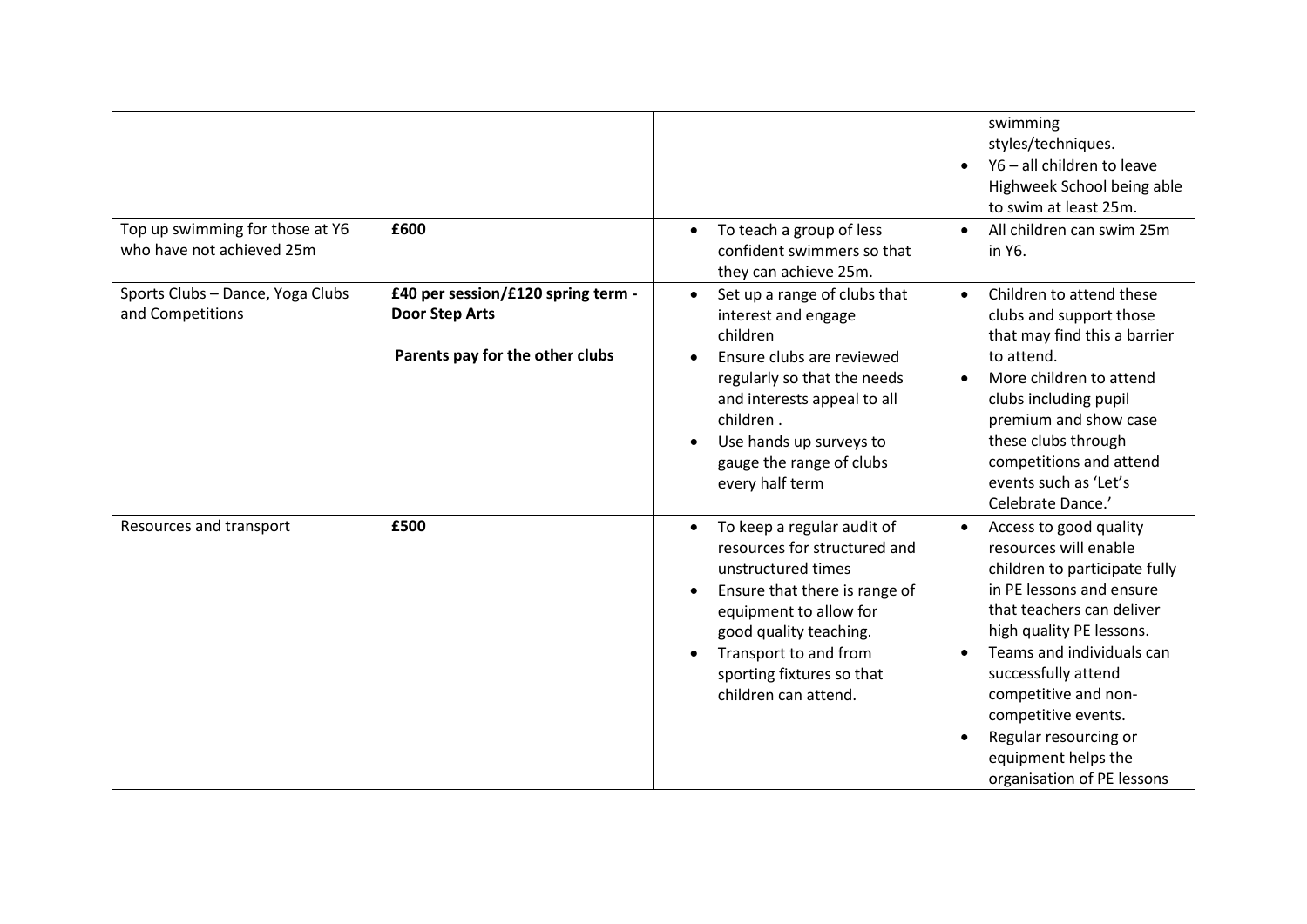| | | | |
|---|---|---|---|
| | | | • swimming styles/techniques.<br>• Y6 – all children to leave Highweek School being able to swim at least 25m. |
| Top up swimming for those at Y6 who have not achieved 25m | **£600** | • To teach a group of less confident swimmers so that they can achieve 25m. | • All children can swim 25m in Y6. |
| Sports Clubs – Dance, Yoga Clubs and Competitions | **£40 per session/£120 spring term - Door Step Arts**<br><br>**Parents pay for the other clubs** | • Set up a range of clubs that interest and engage children<br>• Ensure clubs are reviewed regularly so that the needs and interests appeal to all children .<br>• Use hands up surveys to gauge the range of clubs every half term | • Children to attend these clubs and support those that may find this a barrier to attend.<br>• More children to attend clubs including pupil premium and show case these clubs through competitions and attend events such as 'Let's Celebrate Dance.' |
| Resources and transport | **£500** | • To keep a regular audit of resources for structured and unstructured times<br>• Ensure that there is range of equipment to allow for good quality teaching.<br>• Transport to and from sporting fixtures so that children can attend. | • Access to good quality resources will enable children to participate fully in PE lessons and ensure that teachers can deliver high quality PE lessons.<br>• Teams and individuals can successfully attend competitive and non-competitive events.<br>• Regular resourcing or equipment helps the organisation of PE lessons |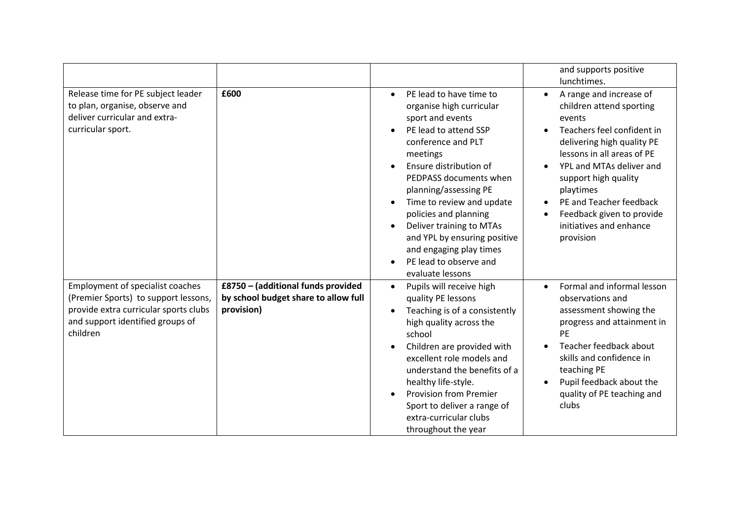| | | | |
|---|---|---|---|
| | | | and supports positive lunchtimes. |
| Release time for PE subject leader to plan, organise, observe and deliver curricular and extra-curricular sport. | **£600** | • PE lead to have time to organise high curricular sport and events<br>• PE lead to attend SSP conference and PLT meetings<br>• Ensure distribution of PEDPASS documents when planning/assessing PE<br>• Time to review and update policies and planning<br>• Deliver training to MTAs and YPL by ensuring positive and engaging play times<br>• PE lead to observe and evaluate lessons | • A range and increase of children attend sporting events<br>• Teachers feel confident in delivering high quality PE lessons in all areas of PE<br>• YPL and MTAs deliver and support high quality playtimes<br>• PE and Teacher feedback<br>• Feedback given to provide initiatives and enhance provision |
| Employment of specialist coaches (Premier Sports) to support lessons, provide extra curricular sports clubs and support identified groups of children | **£8750 – (additional funds provided by school budget share to allow full provision)** | • Pupils will receive high quality PE lessons<br>• Teaching is of a consistently high quality across the school<br>• Children are provided with excellent role models and understand the benefits of a healthy life-style.<br>• Provision from Premier Sport to deliver a range of extra-curricular clubs throughout the year | • Formal and informal lesson observations and assessment showing the progress and attainment in PE<br>• Teacher feedback about skills and confidence in teaching PE<br>• Pupil feedback about the quality of PE teaching and clubs |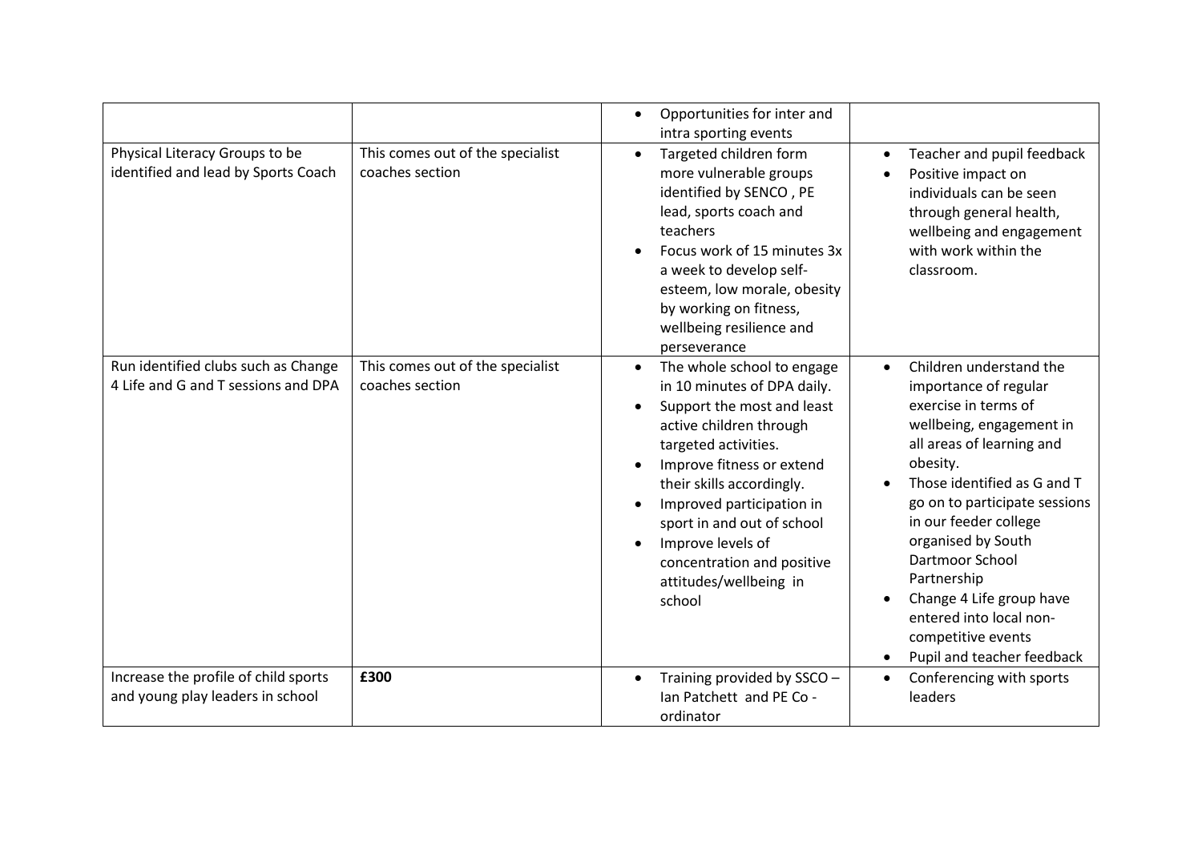| | | | |
|---|---|---|---|
| | | • Opportunities for inter and intra sporting events | |
| Physical Literacy Groups to be identified and lead by Sports Coach | This comes out of the specialist coaches section | • Targeted children form more vulnerable groups identified by SENCO , PE lead, sports coach and teachers<br>• Focus work of 15 minutes 3x a week to develop self-esteem, low morale, obesity by working on fitness, wellbeing resilience and perseverance | • Teacher and pupil feedback<br>• Positive impact on individuals can be seen through general health, wellbeing and engagement with work within the classroom. |
| Run identified clubs such as Change 4 Life and G and T sessions and DPA | This comes out of the specialist coaches section | • The whole school to engage in 10 minutes of DPA daily.<br>• Support the most and least active children through targeted activities.<br>• Improve fitness or extend their skills accordingly.<br>• Improved participation in sport in and out of school<br>• Improve levels of concentration and positive attitudes/wellbeing in school | • Children understand the importance of regular exercise in terms of wellbeing, engagement in all areas of learning and obesity.<br>• Those identified as G and T go on to participate sessions in our feeder college organised by South Dartmoor School Partnership<br>• Change 4 Life group have entered into local non-competitive events<br>• Pupil and teacher feedback |
| Increase the profile of child sports and young play leaders in school | **£300** | • Training provided by SSCO – Ian Patchett and PE Co -ordinator | • Conferencing with sports leaders |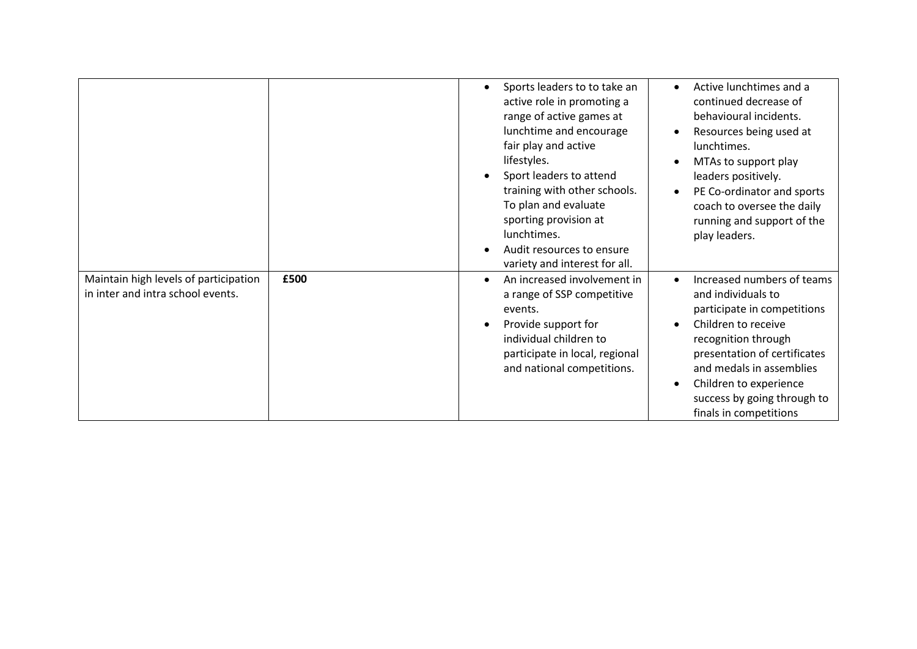| | | | |
|---|---|---|---|
| | | • Sports leaders to to take an active role in promoting a range of active games at lunchtime and encourage fair play and active lifestyles.<br>• Sport leaders to attend training with other schools. To plan and evaluate sporting provision at lunchtimes.<br>• Audit resources to ensure variety and interest for all. | • Active lunchtimes and a continued decrease of behavioural incidents.<br>• Resources being used at lunchtimes.<br>• MTAs to support play leaders positively.<br>• PE Co-ordinator and sports coach to oversee the daily running and support of the play leaders. |
| Maintain high levels of participation in inter and intra school events. | **£500** | • An increased involvement in a range of SSP competitive events.<br>• Provide support for individual children to participate in local, regional and national competitions. | • Increased numbers of teams and individuals to participate in competitions<br>• Children to receive recognition through presentation of certificates and medals in assemblies<br>• Children to experience success by going through to finals in competitions |